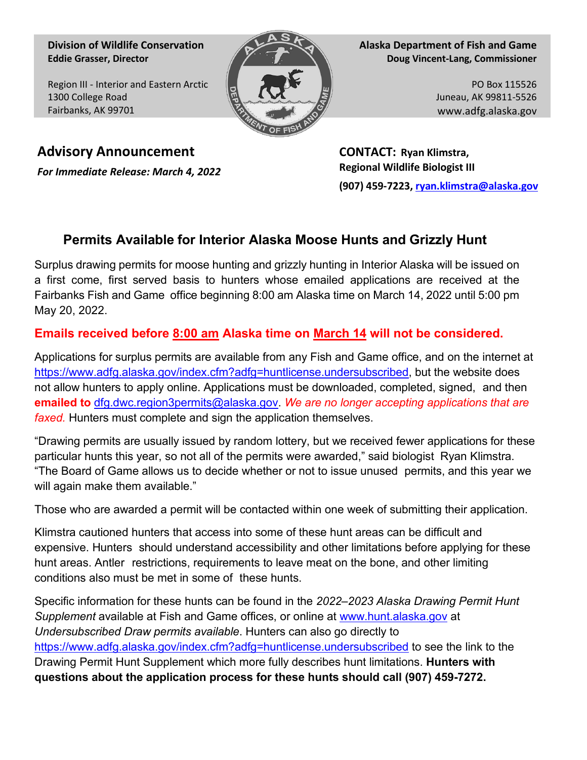**Division of Wildlife Conservation**
**Eddie Grasser, Director**

Region III - Interior and Eastern Arctic
1300 College Road
Fairbanks, AK 99701

**Alaska Department of Fish and Game**
**Doug Vincent-Lang, Commissioner**

PO Box 115526
Juneau, AK 99811-5526
www.adfg.alaska.gov

## Advisory Announcement

***For Immediate Release: March 4, 2022***

**CONTACT: Ryan Klimstra,**
**Regional Wildlife Biologist III**
**(907) 459-7223, ryan.klimstra@alaska.gov**

# Permits Available for Interior Alaska Moose Hunts and Grizzly Hunt

Surplus drawing permits for moose hunting and grizzly hunting in Interior Alaska will be issued on a first come, first served basis to hunters whose emailed applications are received at the Fairbanks Fish and Game office beginning 8:00 am Alaska time on March 14, 2022 until 5:00 pm May 20, 2022.

**Emails received before 8:00 am Alaska time on March 14 will not be considered.**

Applications for surplus permits are available from any Fish and Game office, and on the internet at https://www.adfg.alaska.gov/index.cfm?adfg=huntlicense.undersubscribed, but the website does not allow hunters to apply online. Applications must be downloaded, completed, signed, and then **emailed to** dfg.dwc.region3permits@alaska.gov. *We are no longer accepting applications that are faxed.* Hunters must complete and sign the application themselves.

"Drawing permits are usually issued by random lottery, but we received fewer applications for these particular hunts this year, so not all of the permits were awarded," said biologist Ryan Klimstra. "The Board of Game allows us to decide whether or not to issue unused permits, and this year we will again make them available."

Those who are awarded a permit will be contacted within one week of submitting their application.

Klimstra cautioned hunters that access into some of these hunt areas can be difficult and expensive. Hunters should understand accessibility and other limitations before applying for these hunt areas. Antler restrictions, requirements to leave meat on the bone, and other limiting conditions also must be met in some of these hunts.

Specific information for these hunts can be found in the *2022–2023 Alaska Drawing Permit Hunt Supplement* available at Fish and Game offices, or online at www.hunt.alaska.gov at *Undersubscribed Draw permits available*. Hunters can also go directly to https://www.adfg.alaska.gov/index.cfm?adfg=huntlicense.undersubscribed to see the link to the Drawing Permit Hunt Supplement which more fully describes hunt limitations. **Hunters with questions about the application process for these hunts should call (907) 459-7272.**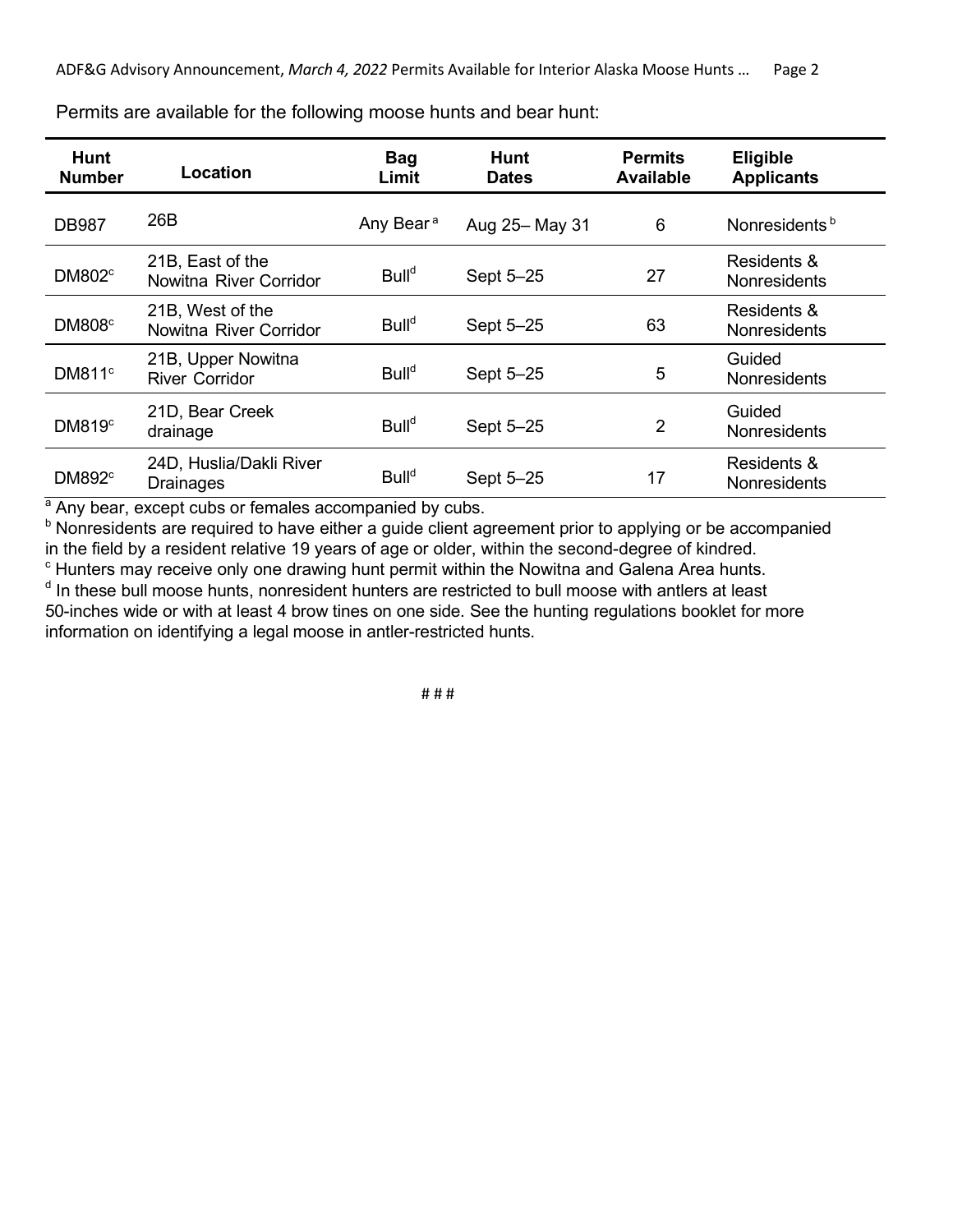Permits are available for the following moose hunts and bear hunt:

| Hunt Number | Location | Bag Limit | Hunt Dates | Permits Available | Eligible Applicants |
|---|---|---|---|---|---|
| DB987 | 26B | Any Bear [a] | Aug 25– May 31 | 6 | Nonresidents [b] |
| DM802[c] | 21B, East of the Nowitna River Corridor | Bull[d] | Sept 5–25 | 27 | Residents & Nonresidents |
| DM808[c] | 21B, West of the Nowitna River Corridor | Bull[d] | Sept 5–25 | 63 | Residents & Nonresidents |
| DM811[c] | 21B, Upper Nowitna River Corridor | Bull[d] | Sept 5–25 | 5 | Guided Nonresidents |
| DM819[c] | 21D, Bear Creek drainage | Bull[d] | Sept 5–25 | 2 | Guided Nonresidents |
| DM892[c] | 24D, Huslia/Dakli River Drainages | Bull[d] | Sept 5–25 | 17 | Residents & Nonresidents |

[a] Any bear, except cubs or females accompanied by cubs.
[b] Nonresidents are required to have either a guide client agreement prior to applying or be accompanied in the field by a resident relative 19 years of age or older, within the second-degree of kindred.
[c] Hunters may receive only one drawing hunt permit within the Nowitna and Galena Area hunts.
[d] In these bull moose hunts, nonresident hunters are restricted to bull moose with antlers at least 50-inches wide or with at least 4 brow tines on one side. See the hunting regulations booklet for more information on identifying a legal moose in antler-restricted hunts.

# # #